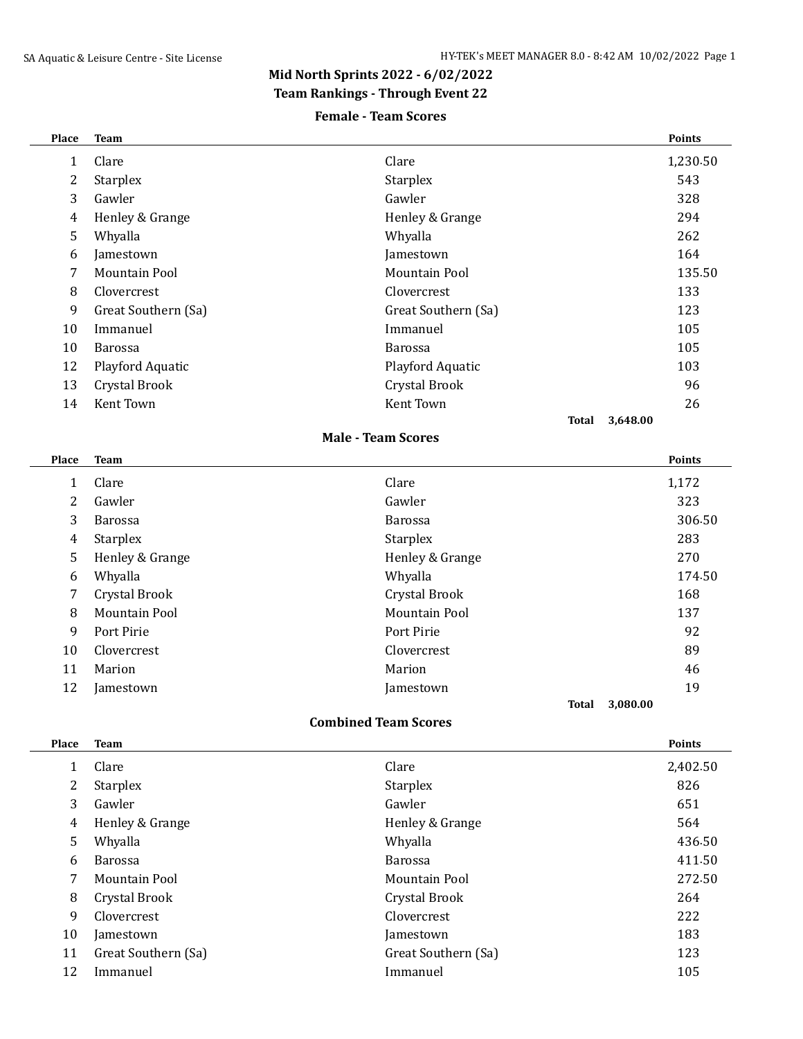# Mid North Sprints 2022 - 6/02/2022

## Team Rankings - Through Event 22

### Female - Team Scores

| Place | Team | | Points |
|---|---|---|---|
| 1 | Clare | Clare | 1,230.50 |
| 2 | Starplex | Starplex | 543 |
| 3 | Gawler | Gawler | 328 |
| 4 | Henley & Grange | Henley & Grange | 294 |
| 5 | Whyalla | Whyalla | 262 |
| 6 | Jamestown | Jamestown | 164 |
| 7 | Mountain Pool | Mountain Pool | 135.50 |
| 8 | Clovercrest | Clovercrest | 133 |
| 9 | Great Southern (Sa) | Great Southern (Sa) | 123 |
| 10 | Immanuel | Immanuel | 105 |
| 10 | Barossa | Barossa | 105 |
| 12 | Playford Aquatic | Playford Aquatic | 103 |
| 13 | Crystal Brook | Crystal Brook | 96 |
| 14 | Kent Town | Kent Town | 26 |
| | | **Total** | **3,648.00** |

### Male - Team Scores

| Place | Team | | Points |
|---|---|---|---|
| 1 | Clare | Clare | 1,172 |
| 2 | Gawler | Gawler | 323 |
| 3 | Barossa | Barossa | 306.50 |
| 4 | Starplex | Starplex | 283 |
| 5 | Henley & Grange | Henley & Grange | 270 |
| 6 | Whyalla | Whyalla | 174.50 |
| 7 | Crystal Brook | Crystal Brook | 168 |
| 8 | Mountain Pool | Mountain Pool | 137 |
| 9 | Port Pirie | Port Pirie | 92 |
| 10 | Clovercrest | Clovercrest | 89 |
| 11 | Marion | Marion | 46 |
| 12 | Jamestown | Jamestown | 19 |
| | | **Total** | **3,080.00** |

### Combined Team Scores

| Place | Team | | Points |
|---|---|---|---|
| 1 | Clare | Clare | 2,402.50 |
| 2 | Starplex | Starplex | 826 |
| 3 | Gawler | Gawler | 651 |
| 4 | Henley & Grange | Henley & Grange | 564 |
| 5 | Whyalla | Whyalla | 436.50 |
| 6 | Barossa | Barossa | 411.50 |
| 7 | Mountain Pool | Mountain Pool | 272.50 |
| 8 | Crystal Brook | Crystal Brook | 264 |
| 9 | Clovercrest | Clovercrest | 222 |
| 10 | Jamestown | Jamestown | 183 |
| 11 | Great Southern (Sa) | Great Southern (Sa) | 123 |
| 12 | Immanuel | Immanuel | 105 |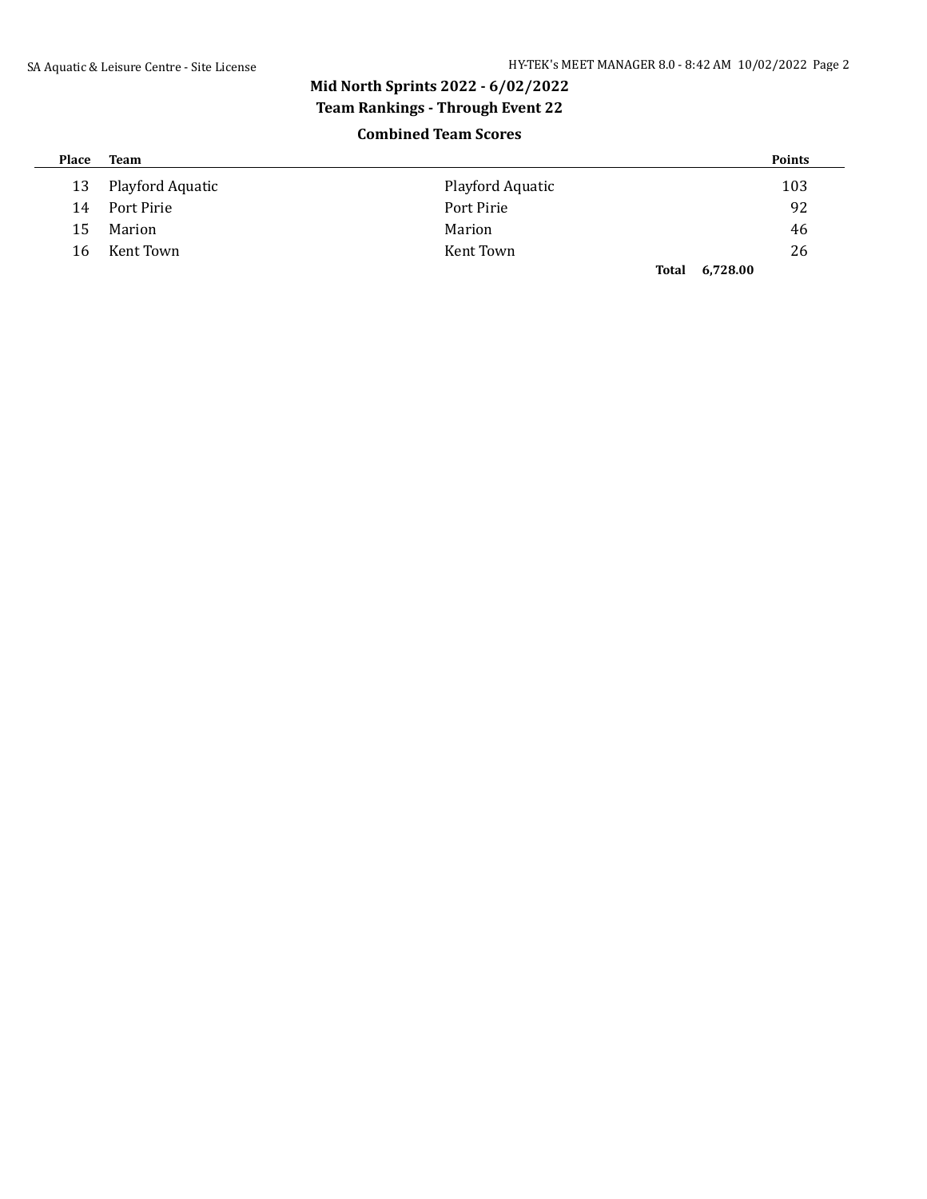## Mid North Sprints 2022 - 6/02/2022

### Team Rankings - Through Event 22

#### Combined Team Scores

| Place | Team | | Points |
|---|---|---|---|
| 13 | Playford Aquatic | Playford Aquatic | 103 |
| 14 | Port Pirie | Port Pirie | 92 |
| 15 | Marion | Marion | 46 |
| 16 | Kent Town | Kent Town | 26 |
| | | **Total** | **6,728.00** |